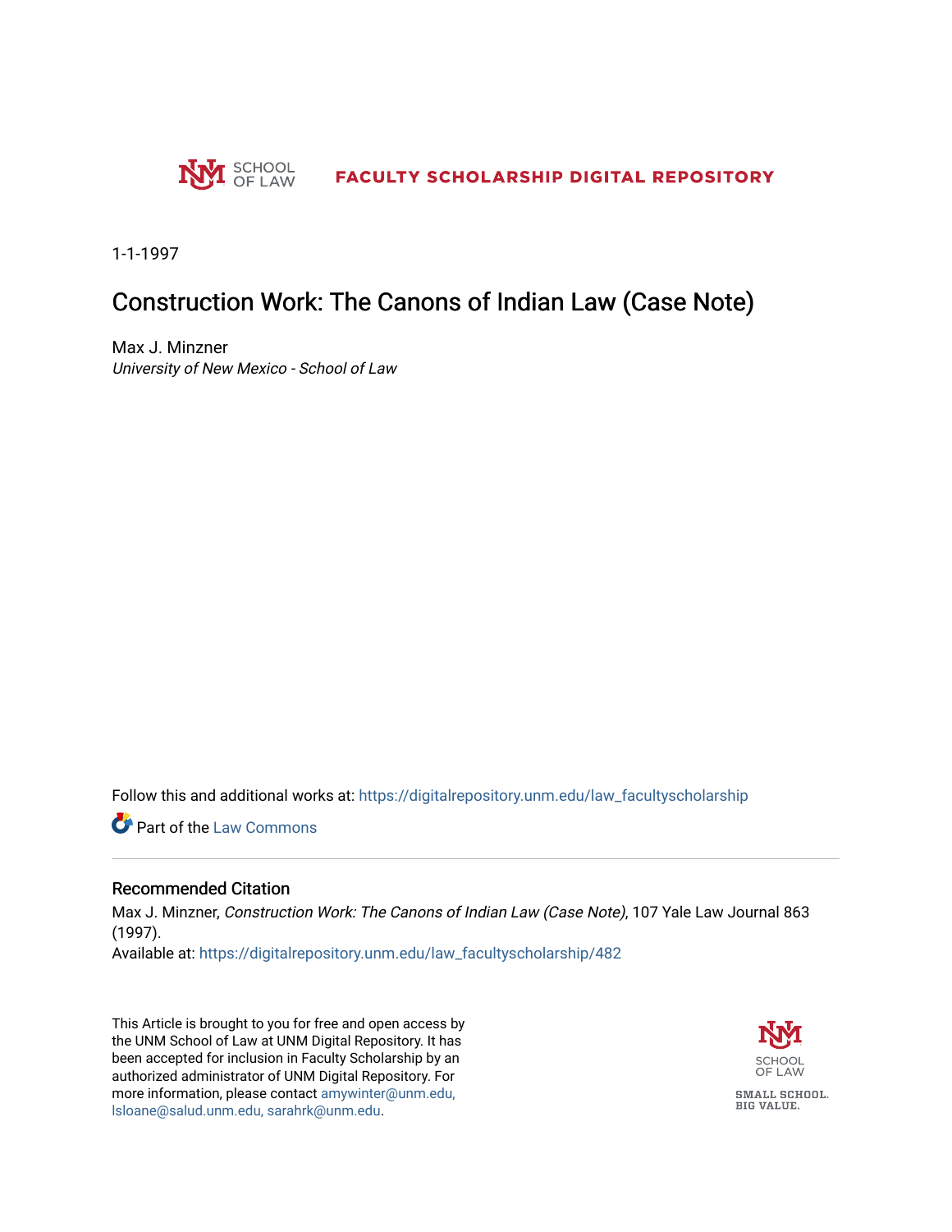UNM SCHOOL OF LAW — FACULTY SCHOLARSHIP DIGITAL REPOSITORY

1-1-1997

# Construction Work: The Canons of Indian Law (Case Note)

Max J. Minzner
*University of New Mexico - School of Law*

Follow this and additional works at: https://digitalrepository.unm.edu/law_facultyscholarship

Part of the Law Commons

## Recommended Citation

Max J. Minzner, *Construction Work: The Canons of Indian Law (Case Note)*, 107 Yale Law Journal 863 (1997).
Available at: https://digitalrepository.unm.edu/law_facultyscholarship/482

This Article is brought to you for free and open access by the UNM School of Law at UNM Digital Repository. It has been accepted for inclusion in Faculty Scholarship by an authorized administrator of UNM Digital Repository. For more information, please contact amywinter@unm.edu, lsloane@salud.unm.edu, sarahrk@unm.edu.

SCHOOL OF LAW

SMALL SCHOOL. BIG VALUE.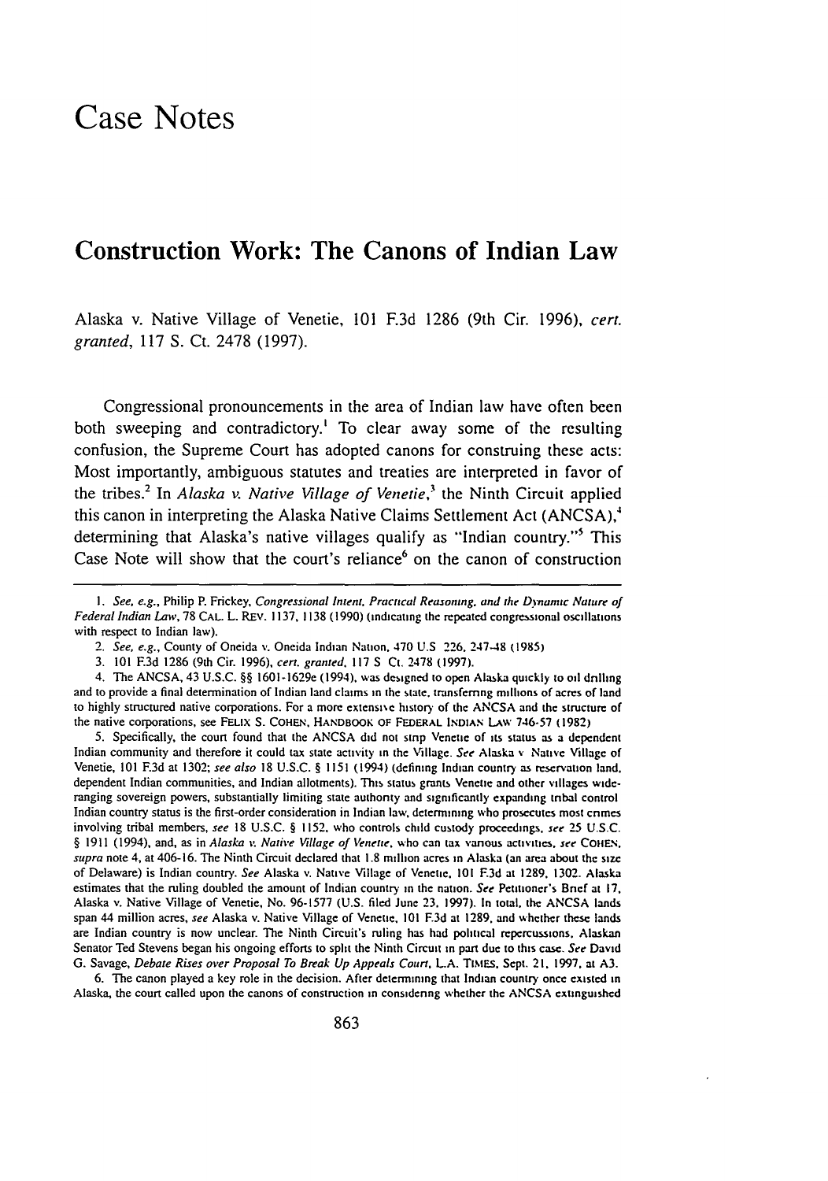# Case Notes

## Construction Work: The Canons of Indian Law

Alaska v. Native Village of Venetie, 101 F.3d 1286 (9th Cir. 1996), *cert. granted*, 117 S. Ct. 2478 (1997).

Congressional pronouncements in the area of Indian law have often been both sweeping and contradictory.[1] To clear away some of the resulting confusion, the Supreme Court has adopted canons for construing these acts: Most importantly, ambiguous statutes and treaties are interpreted in favor of the tribes.[2] In *Alaska v. Native Village of Venetie*,[3] the Ninth Circuit applied this canon in interpreting the Alaska Native Claims Settlement Act (ANCSA),[4] determining that Alaska's native villages qualify as "Indian country."[5] This Case Note will show that the court's reliance[6] on the canon of construction

---

1. *See, e.g.*, Philip P. Frickey, *Congressional Intent, Practical Reasoning, and the Dynamic Nature of Federal Indian Law*, 78 CAL. L. REV. 1137, 1138 (1990) (indicating the repeated congressional oscillations with respect to Indian law).

2. *See, e.g.*, County of Oneida v. Oneida Indian Nation, 470 U.S 226, 247-48 (1985)

3. 101 F.3d 1286 (9th Cir. 1996), *cert. granted*, 117 S Ct. 2478 (1997).

4. The ANCSA, 43 U.S.C. §§ 1601-1629e (1994), was designed to open Alaska quickly to oil drilling and to provide a final determination of Indian land claims in the state, transferring millions of acres of land to highly structured native corporations. For a more extensive history of the ANCSA and the structure of the native corporations, see FELIX S. COHEN, HANDBOOK OF FEDERAL INDIAN LAW 746-57 (1982)

5. Specifically, the court found that the ANCSA did not strip Venetie of its status as a dependent Indian community and therefore it could tax state activity in the Village. *See* Alaska v Native Village of Venetie, 101 F.3d at 1302; *see also* 18 U.S.C. § 1151 (1994) (defining Indian country as reservation land, dependent Indian communities, and Indian allotments). This status grants Venetie and other villages wide-ranging sovereign powers, substantially limiting state authority and significantly expanding tribal control. Indian country status is the first-order consideration in Indian law, determining who prosecutes most crimes involving tribal members, *see* 18 U.S.C. § 1152, who controls child custody proceedings, *see* 25 U.S.C. § 1911 (1994), and, as in *Alaska v. Native Village of Venetie*, who can tax various activities, *see* COHEN, *supra* note 4, at 406-16. The Ninth Circuit declared that 1.8 million acres in Alaska (an area about the size of Delaware) is Indian country. *See* Alaska v. Native Village of Venetie, 101 F.3d at 1289, 1302. Alaska estimates that the ruling doubled the amount of Indian country in the nation. *See* Petitioner's Brief at 17, Alaska v. Native Village of Venetie, No. 96-1577 (U.S. filed June 23, 1997). In total, the ANCSA lands span 44 million acres, *see* Alaska v. Native Village of Venetie, 101 F.3d at 1289, and whether these lands are Indian country is now unclear. The Ninth Circuit's ruling has had political repercussions. Alaskan Senator Ted Stevens began his ongoing efforts to split the Ninth Circuit in part due to this case. *See* David G. Savage, *Debate Rises over Proposal To Break Up Appeals Court*, L.A. TIMES, Sept. 21, 1997, at A3.

6. The canon played a key role in the decision. After determining that Indian country once existed in Alaska, the court called upon the canons of construction in considering whether the ANCSA extinguished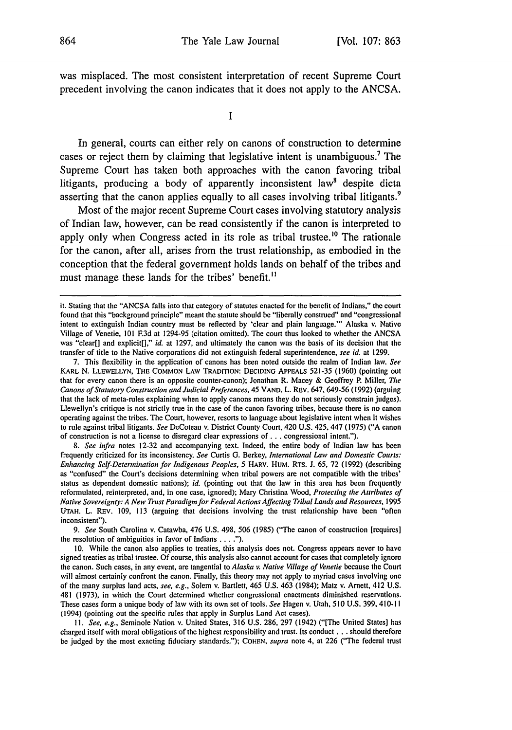was misplaced. The most consistent interpretation of recent Supreme Court precedent involving the canon indicates that it does not apply to the ANCSA.

## I

In general, courts can either rely on canons of construction to determine cases or reject them by claiming that legislative intent is unambiguous.[7] The Supreme Court has taken both approaches with the canon favoring tribal litigants, producing a body of apparently inconsistent law[8] despite dicta asserting that the canon applies equally to all cases involving tribal litigants.[9]

Most of the major recent Supreme Court cases involving statutory analysis of Indian law, however, can be read consistently if the canon is interpreted to apply only when Congress acted in its role as tribal trustee.[10] The rationale for the canon, after all, arises from the trust relationship, as embodied in the conception that the federal government holds lands on behalf of the tribes and must manage these lands for the tribes' benefit.[11]

---

it. Stating that the "ANCSA falls into that category of statutes enacted for the benefit of Indians," the court found that this "background principle" meant the statute should be "liberally construed" and "congressional intent to extinguish Indian country must be reflected by 'clear and plain language.'" Alaska v. Native Village of Venetie, 101 F.3d at 1294-95 (citation omitted). The court thus looked to whether the ANCSA was "clear[] and explicit[]," *id.* at 1297, and ultimately the canon was the basis of its decision that the transfer of title to the Native corporations did not extinguish federal superintendence, *see id.* at 1299.

7. This flexibility in the application of canons has been noted outside the realm of Indian law. *See* KARL N. LLEWELLYN, THE COMMON LAW TRADITION: DECIDING APPEALS 521-35 (1960) (pointing out that for every canon there is an opposite counter-canon); Jonathan R. Macey & Geoffrey P. Miller, *The Canons of Statutory Construction and Judicial Preferences*, 45 VAND. L. REV. 647, 649-56 (1992) (arguing that the lack of meta-rules explaining when to apply canons means they do not seriously constrain judges). Llewellyn's critique is not strictly true in the case of the canon favoring tribes, because there is no canon operating against the tribes. The Court, however, resorts to language about legislative intent when it wishes to rule against tribal litigants. *See* DeCoteau v. District County Court, 420 U.S. 425, 447 (1975) ("A canon of construction is not a license to disregard clear expressions of . . . congressional intent.").

8. *See infra* notes 12-32 and accompanying text. Indeed, the entire body of Indian law has been frequently criticized for its inconsistency. *See* Curtis G. Berkey, *International Law and Domestic Courts: Enhancing Self-Determination for Indigenous Peoples*, 5 HARV. HUM. RTS. J. 65, 72 (1992) (describing as "confused" the Court's decisions determining when tribal powers are not compatible with the tribes' status as dependent domestic nations); *id.* (pointing out that the law in this area has been frequently reformulated, reinterpreted, and, in one case, ignored); Mary Christina Wood, *Protecting the Attributes of Native Sovereignty: A New Trust Paradigm for Federal Actions Affecting Tribal Lands and Resources*, 1995 UTAH. L. REV. 109, 113 (arguing that decisions involving the trust relationship have been "often inconsistent").

9. *See* South Carolina v. Catawba, 476 U.S. 498, 506 (1985) ("The canon of construction [requires] the resolution of ambiguities in favor of Indians . . . .").

10. While the canon also applies to treaties, this analysis does not. Congress appears never to have signed treaties as tribal trustee. Of course, this analysis also cannot account for cases that completely ignore the canon. Such cases, in any event, are tangential to *Alaska v. Native Village of Venetie* because the Court will almost certainly confront the canon. Finally, this theory may not apply to myriad cases involving one of the many surplus land acts, *see, e.g.*, Solem v. Bartlett, 465 U.S. 463 (1984); Mattz v. Arnett, 412 U.S. 481 (1973), in which the Court determined whether congressional enactments diminished reservations. These cases form a unique body of law with its own set of tools. *See* Hagen v. Utah, 510 U.S. 399, 410-11 (1994) (pointing out the specific rules that apply in Surplus Land Act cases).

11. *See, e.g.*, Seminole Nation v. United States, 316 U.S. 286, 297 (1942) ("[The United States] has charged itself with moral obligations of the highest responsibility and trust. Its conduct . . . should therefore be judged by the most exacting fiduciary standards."); COHEN, *supra* note 4, at 226 ("The federal trust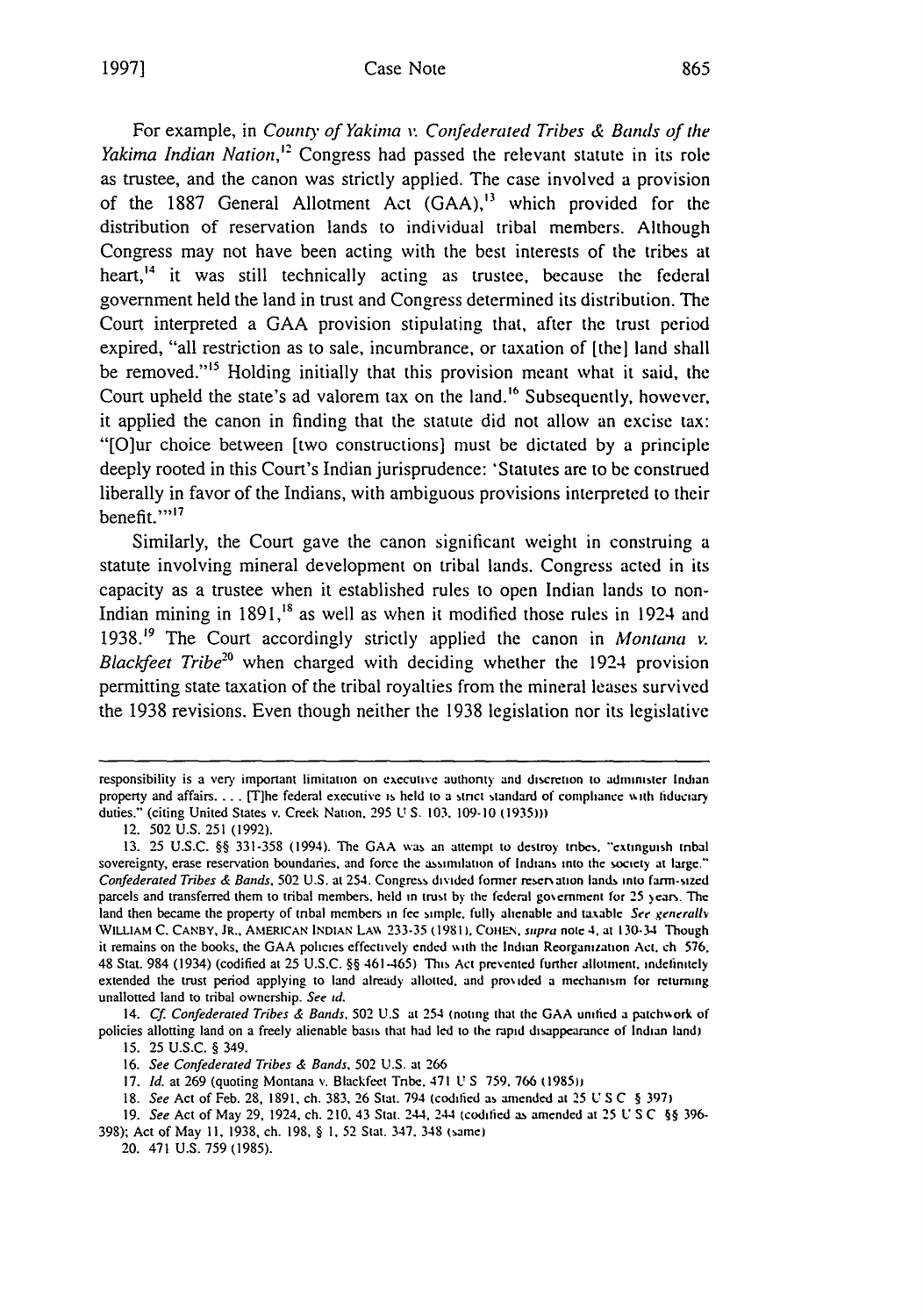For example, in *County of Yakima v. Confederated Tribes & Bands of the Yakima Indian Nation*,[12] Congress had passed the relevant statute in its role as trustee, and the canon was strictly applied. The case involved a provision of the 1887 General Allotment Act (GAA),[13] which provided for the distribution of reservation lands to individual tribal members. Although Congress may not have been acting with the best interests of the tribes at heart,[14] it was still technically acting as trustee, because the federal government held the land in trust and Congress determined its distribution. The Court interpreted a GAA provision stipulating that, after the trust period expired, "all restriction as to sale, incumbrance, or taxation of [the] land shall be removed."[15] Holding initially that this provision meant what it said, the Court upheld the state's ad valorem tax on the land.[16] Subsequently, however, it applied the canon in finding that the statute did not allow an excise tax: "[O]ur choice between [two constructions] must be dictated by a principle deeply rooted in this Court's Indian jurisprudence: 'Statutes are to be construed liberally in favor of the Indians, with ambiguous provisions interpreted to their benefit.'"[17]

Similarly, the Court gave the canon significant weight in construing a statute involving mineral development on tribal lands. Congress acted in its capacity as a trustee when it established rules to open Indian lands to non-Indian mining in 1891,[18] as well as when it modified those rules in 1924 and 1938.[19] The Court accordingly strictly applied the canon in *Montana v. Blackfeet Tribe*[20] when charged with deciding whether the 1924 provision permitting state taxation of the tribal royalties from the mineral leases survived the 1938 revisions. Even though neither the 1938 legislation nor its legislative

---

responsibility is a very important limitation on executive authority and discretion to administer Indian property and affairs. . . . [T]he federal executive is held to a strict standard of compliance with fiduciary duties." (citing United States v. Creek Nation, 295 U.S. 103, 109-10 (1935)))

12. 502 U.S. 251 (1992).

13. 25 U.S.C. §§ 331-358 (1994). The GAA was an attempt to destroy tribes, "extinguish tribal sovereignty, erase reservation boundaries, and force the assimilation of Indians into the society at large." *Confederated Tribes & Bands*, 502 U.S. at 254. Congress divided former reservation lands into farm-sized parcels and transferred them to tribal members, held in trust by the federal government for 25 years. The land then became the property of tribal members in fee simple, fully alienable and taxable. *See generally* WILLIAM C. CANBY, JR., AMERICAN INDIAN LAW 233-35 (1981); COHEN, *supra* note 4, at 130-34. Though it remains on the books, the GAA policies effectively ended with the Indian Reorganization Act, ch. 576, 48 Stat. 984 (1934) (codified at 25 U.S.C. §§ 461-465). This Act prevented further allotment, indefinitely extended the trust period applying to land already allotted, and provided a mechanism for returning unallotted land to tribal ownership. *See id.*

14. *Cf. Confederated Tribes & Bands*, 502 U.S. at 254 (noting that the GAA unified a patchwork of policies allotting land on a freely alienable basis that had led to the rapid disappearance of Indian land).

15. 25 U.S.C. § 349.

16. *See Confederated Tribes & Bands*, 502 U.S. at 266.

17. *Id.* at 269 (quoting Montana v. Blackfeet Tribe, 471 U.S. 759, 766 (1985)).

18. *See* Act of Feb. 28, 1891, ch. 383, 26 Stat. 794 (codified as amended at 25 U.S.C. § 397).

19. *See* Act of May 29, 1924, ch. 210, 43 Stat. 244, 244 (codified as amended at 25 U.S.C. §§ 396-398); Act of May 11, 1938, ch. 198, § 1, 52 Stat. 347, 348 (same).

20. 471 U.S. 759 (1985).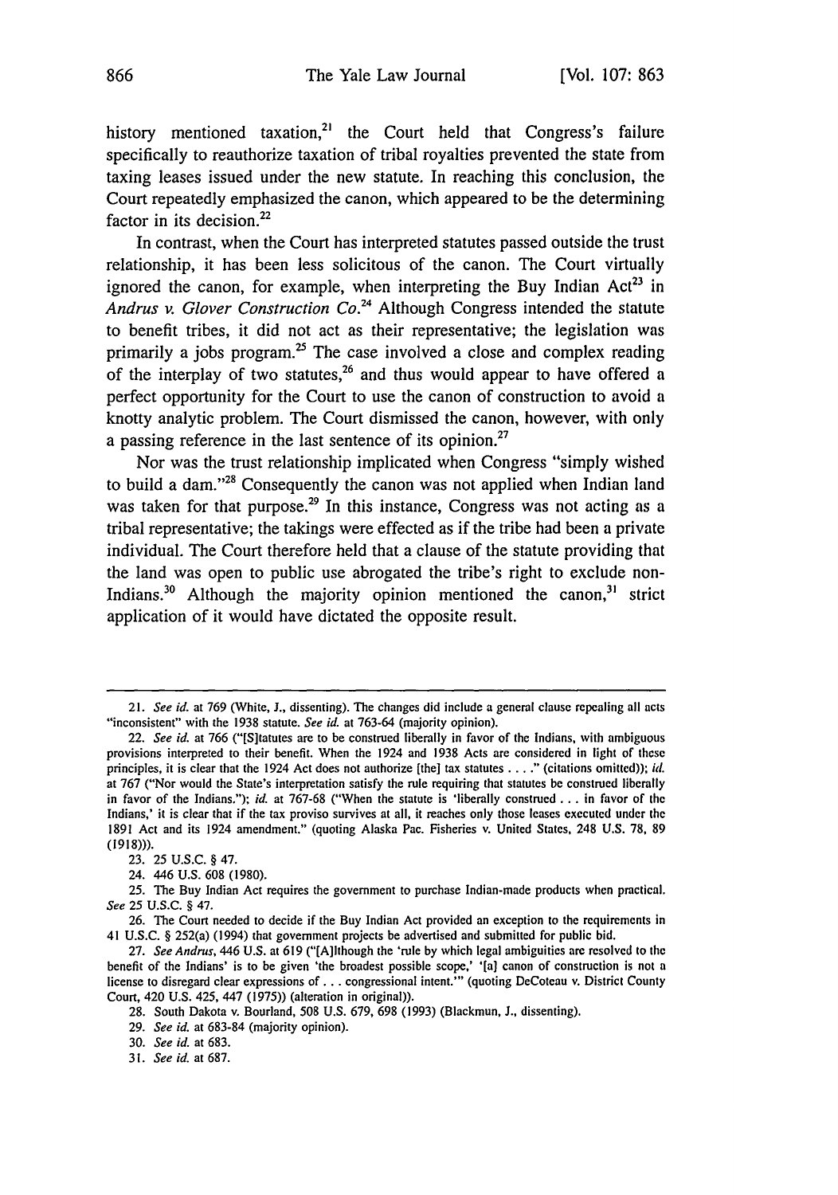history mentioned taxation,[21] the Court held that Congress's failure specifically to reauthorize taxation of tribal royalties prevented the state from taxing leases issued under the new statute. In reaching this conclusion, the Court repeatedly emphasized the canon, which appeared to be the determining factor in its decision.[22]

In contrast, when the Court has interpreted statutes passed outside the trust relationship, it has been less solicitous of the canon. The Court virtually ignored the canon, for example, when interpreting the Buy Indian Act[23] in *Andrus v. Glover Construction Co.*[24] Although Congress intended the statute to benefit tribes, it did not act as their representative; the legislation was primarily a jobs program.[25] The case involved a close and complex reading of the interplay of two statutes,[26] and thus would appear to have offered a perfect opportunity for the Court to use the canon of construction to avoid a knotty analytic problem. The Court dismissed the canon, however, with only a passing reference in the last sentence of its opinion.[27]

Nor was the trust relationship implicated when Congress "simply wished to build a dam."[28] Consequently the canon was not applied when Indian land was taken for that purpose.[29] In this instance, Congress was not acting as a tribal representative; the takings were effected as if the tribe had been a private individual. The Court therefore held that a clause of the statute providing that the land was open to public use abrogated the tribe's right to exclude non-Indians.[30] Although the majority opinion mentioned the canon,[31] strict application of it would have dictated the opposite result.

---

21. *See id.* at 769 (White, J., dissenting). The changes did include a general clause repealing all acts "inconsistent" with the 1938 statute. *See id.* at 763-64 (majority opinion).

22. *See id.* at 766 ("[S]tatutes are to be construed liberally in favor of the Indians, with ambiguous provisions interpreted to their benefit. When the 1924 and 1938 Acts are considered in light of these principles, it is clear that the 1924 Act does not authorize [the] tax statutes . . . ." (citations omitted)); *id.* at 767 ("Nor would the State's interpretation satisfy the rule requiring that statutes be construed liberally in favor of the Indians."); *id.* at 767-68 ("When the statute is 'liberally construed . . . in favor of the Indians,' it is clear that if the tax proviso survives at all, it reaches only those leases executed under the 1891 Act and its 1924 amendment." (quoting Alaska Pac. Fisheries v. United States, 248 U.S. 78, 89 (1918))).

23. 25 U.S.C. § 47.

24. 446 U.S. 608 (1980).

25. The Buy Indian Act requires the government to purchase Indian-made products when practical. *See* 25 U.S.C. § 47.

26. The Court needed to decide if the Buy Indian Act provided an exception to the requirements in 41 U.S.C. § 252(a) (1994) that government projects be advertised and submitted for public bid.

27. *See Andrus*, 446 U.S. at 619 ("[A]lthough the 'rule by which legal ambiguities are resolved to the benefit of the Indians' is to be given 'the broadest possible scope,' '[a] canon of construction is not a license to disregard clear expressions of . . . congressional intent.'" (quoting DeCoteau v. District County Court, 420 U.S. 425, 447 (1975)) (alteration in original)).

28. South Dakota v. Bourland, 508 U.S. 679, 698 (1993) (Blackmun, J., dissenting).

29. *See id.* at 683-84 (majority opinion).

30. *See id.* at 683.

31. *See id.* at 687.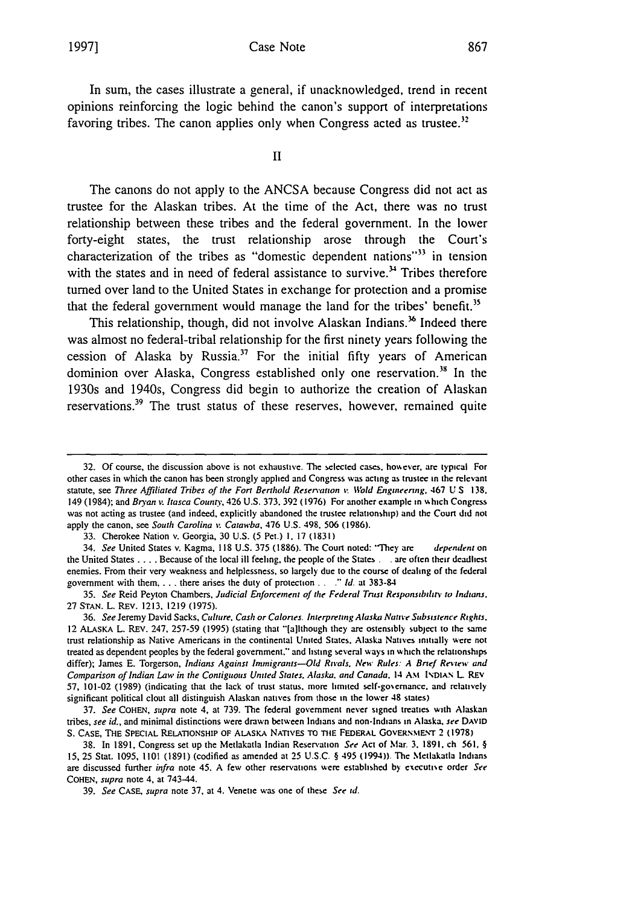In sum, the cases illustrate a general, if unacknowledged, trend in recent opinions reinforcing the logic behind the canon's support of interpretations favoring tribes. The canon applies only when Congress acted as trustee.[32]

## II

The canons do not apply to the ANCSA because Congress did not act as trustee for the Alaskan tribes. At the time of the Act, there was no trust relationship between these tribes and the federal government. In the lower forty-eight states, the trust relationship arose through the Court's characterization of the tribes as "domestic dependent nations"[33] in tension with the states and in need of federal assistance to survive.[34] Tribes therefore turned over land to the United States in exchange for protection and a promise that the federal government would manage the land for the tribes' benefit.[35]

This relationship, though, did not involve Alaskan Indians.[36] Indeed there was almost no federal-tribal relationship for the first ninety years following the cession of Alaska by Russia.[37] For the initial fifty years of American dominion over Alaska, Congress established only one reservation.[38] In the 1930s and 1940s, Congress did begin to authorize the creation of Alaskan reservations.[39] The trust status of these reserves, however, remained quite

---

32. Of course, the discussion above is not exhaustive. The selected cases, however, are typical. For other cases in which the canon has been strongly applied and Congress was acting as trustee in the relevant statute, see *Three Affiliated Tribes of the Fort Berthold Reservation v. Wold Engineering*, 467 U.S. 138, 149 (1984); and *Bryan v. Itasca County*, 426 U.S. 373, 392 (1976). For another example in which Congress was not acting as trustee (and indeed, explicitly abandoned the trustee relationship) and the Court did not apply the canon, see *South Carolina v. Catawba*, 476 U.S. 498, 506 (1986).

33. Cherokee Nation v. Georgia, 30 U.S. (5 Pet.) 1, 17 (1831).

34. *See* United States v. Kagama, 118 U.S. 375 (1886). The Court noted: "They are ... *dependent* on the United States .... Because of the local ill feeling, the people of the States ... are often their deadliest enemies. From their very weakness and helplessness, so largely due to the course of dealing of the federal government with them, ... there arises the duty of protection ... ." *Id.* at 383-84.

35. *See* Reid Peyton Chambers, *Judicial Enforcement of the Federal Trust Responsibility to Indians*, 27 STAN. L. REV. 1213, 1219 (1975).

36. *See* Jeremy David Sacks, *Culture, Cash or Calories: Interpreting Alaska Native Subsistence Rights*, 12 ALASKA L. REV. 247, 257-59 (1995) (stating that "[a]lthough they are ostensibly subject to the same trust relationship as Native Americans in the continental United States, Alaska Natives initially were not treated as dependent peoples by the federal government," and listing several ways in which the relationships differ); James E. Torgerson, *Indians Against Immigrants—Old Rivals, New Rules: A Brief Review and Comparison of Indian Law in the Contiguous United States, Alaska, and Canada*, 14 AM. INDIAN L. REV. 57, 101-02 (1989) (indicating that the lack of trust status, more limited self-governance, and relatively significant political clout all distinguish Alaskan natives from those in the lower 48 states).

37. *See* COHEN, *supra* note 4, at 739. The federal government never signed treaties with Alaskan tribes, *see id.*, and minimal distinctions were drawn between Indians and non-Indians in Alaska, *see* DAVID S. CASE, THE SPECIAL RELATIONSHIP OF ALASKA NATIVES TO THE FEDERAL GOVERNMENT 2 (1978).

38. In 1891, Congress set up the Metlakatla Indian Reservation. *See* Act of Mar. 3, 1891, ch. 561, § 15, 25 Stat. 1095, 1101 (1891) (codified as amended at 25 U.S.C. § 495 (1994)). The Metlakatla Indians are discussed further *infra* note 45. A few other reservations were established by executive order. *See* COHEN, *supra* note 4, at 743-44.

39. *See* CASE, *supra* note 37, at 4. Venetie was one of these. *See id.*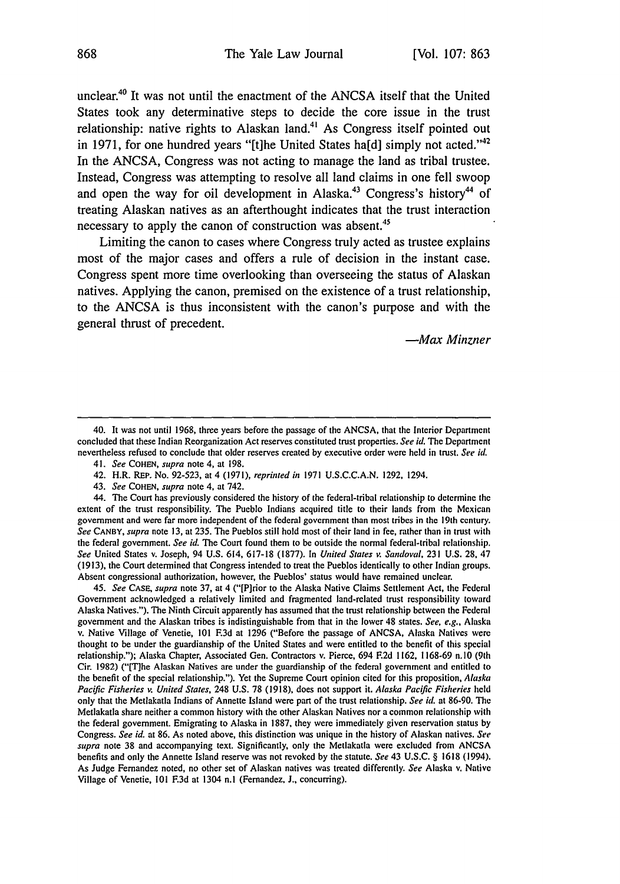unclear.[40] It was not until the enactment of the ANCSA itself that the United States took any determinative steps to decide the core issue in the trust relationship: native rights to Alaskan land.[41] As Congress itself pointed out in 1971, for one hundred years "[t]he United States ha[d] simply not acted."[42] In the ANCSA, Congress was not acting to manage the land as tribal trustee. Instead, Congress was attempting to resolve all land claims in one fell swoop and open the way for oil development in Alaska.[43] Congress's history[44] of treating Alaskan natives as an afterthought indicates that the trust interaction necessary to apply the canon of construction was absent.[45]

Limiting the canon to cases where Congress truly acted as trustee explains most of the major cases and offers a rule of decision in the instant case. Congress spent more time overlooking than overseeing the status of Alaskan natives. Applying the canon, premised on the existence of a trust relationship, to the ANCSA is thus inconsistent with the canon's purpose and with the general thrust of precedent.

*—Max Minzner*

---

40. It was not until 1968, three years before the passage of the ANCSA, that the Interior Department concluded that these Indian Reorganization Act reserves constituted trust properties. *See id.* The Department nevertheless refused to conclude that older reserves created by executive order were held in trust. *See id.*

41. *See* COHEN, *supra* note 4, at 198.

42. H.R. REP. No. 92-523, at 4 (1971), *reprinted in* 1971 U.S.C.C.A.N. 1292, 1294.

43. *See* COHEN, *supra* note 4, at 742.

44. The Court has previously considered the history of the federal-tribal relationship to determine the extent of the trust responsibility. The Pueblo Indians acquired title to their lands from the Mexican government and were far more independent of the federal government than most tribes in the 19th century. *See* CANBY, *supra* note 13, at 235. The Pueblos still hold most of their land in fee, rather than in trust with the federal government. *See id.* The Court found them to be outside the normal federal-tribal relationship. *See* United States v. Joseph, 94 U.S. 614, 617-18 (1877). In *United States v. Sandoval*, 231 U.S. 28, 47 (1913), the Court determined that Congress intended to treat the Pueblos identically to other Indian groups. Absent congressional authorization, however, the Pueblos' status would have remained unclear.

45. *See* CASE, *supra* note 37, at 4 ("[P]rior to the Alaska Native Claims Settlement Act, the Federal Government acknowledged a relatively limited and fragmented land-related trust responsibility toward Alaska Natives."). The Ninth Circuit apparently has assumed that the trust relationship between the Federal government and the Alaskan tribes is indistinguishable from that in the lower 48 states. *See, e.g.*, Alaska v. Native Village of Venetie, 101 F.3d at 1296 ("Before the passage of ANCSA, Alaska Natives were thought to be under the guardianship of the United States and were entitled to the benefit of this special relationship."); Alaska Chapter, Associated Gen. Contractors v. Pierce, 694 F.2d 1162, 1168-69 n.10 (9th Cir. 1982) ("[T]he Alaskan Natives are under the guardianship of the federal government and entitled to the benefit of the special relationship."). Yet the Supreme Court opinion cited for this proposition, *Alaska Pacific Fisheries v. United States*, 248 U.S. 78 (1918), does not support it. *Alaska Pacific Fisheries* held only that the Metlakatla Indians of Annette Island were part of the trust relationship. *See id.* at 86-90. The Metlakatla share neither a common history with the other Alaskan Natives nor a common relationship with the federal government. Emigrating to Alaska in 1887, they were immediately given reservation status by Congress. *See id.* at 86. As noted above, this distinction was unique in the history of Alaskan natives. *See supra* note 38 and accompanying text. Significantly, only the Metlakatla were excluded from ANCSA benefits and only the Annette Island reserve was not revoked by the statute. *See* 43 U.S.C. § 1618 (1994). As Judge Fernandez noted, no other set of Alaskan natives was treated differently. *See* Alaska v. Native Village of Venetie, 101 F.3d at 1304 n.1 (Fernandez, J., concurring).